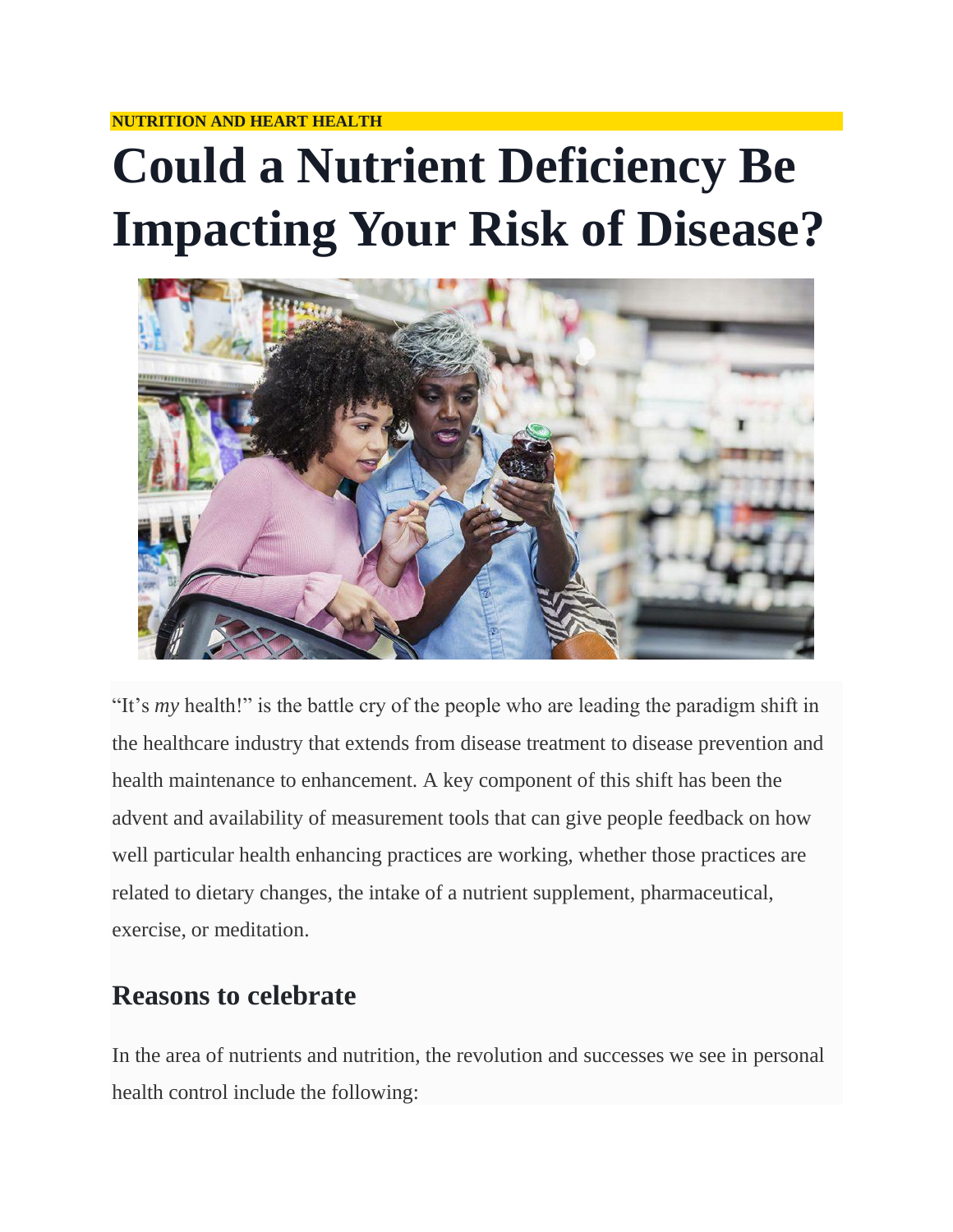NUTRITION AND HEART HEALTH

# Could a Nutrient Deficiency Be Impacting Your Risk of Disease?

"It's *my* health!" is the battle cry of the people who are leading the paradigm shift in the healthcare industry that extends from disease treatment to disease prevention and health maintenance to enhancement. A key component of this shift has been the advent and availability of measurement tools that can give people feedback on how well particular health enhancing practices are working, whether those practices are related to dietary changes, the intake of a nutrient supplement, pharmaceutical, exercise, or meditation.

## Reasons to celebrate

In the area of nutrients and nutrition, the revolution and successes we see in personal health control include the following: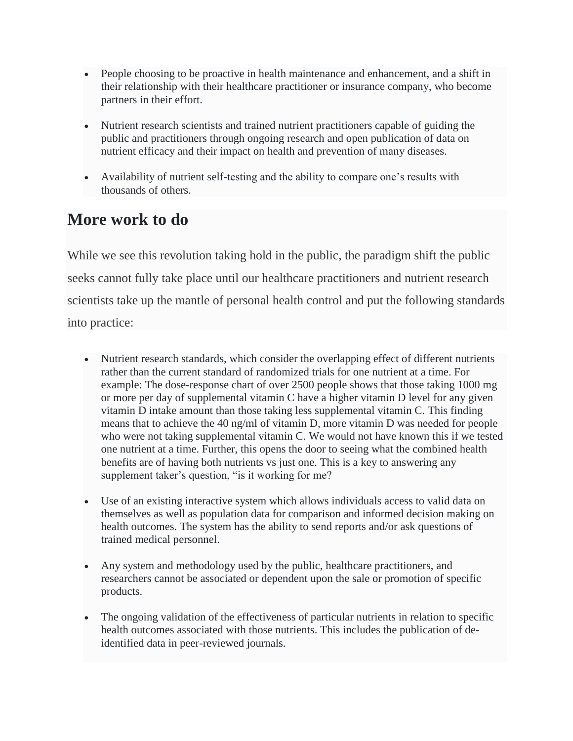- People choosing to be proactive in health maintenance and enhancement, and a shift in their relationship with their healthcare practitioner or insurance company, who become partners in their effort.
- Nutrient research scientists and trained nutrient practitioners capable of guiding the public and practitioners through ongoing research and open publication of data on nutrient efficacy and their impact on health and prevention of many diseases.
- Availability of nutrient self-testing and the ability to compare one's results with thousands of others.

## More work to do

While we see this revolution taking hold in the public, the paradigm shift the public seeks cannot fully take place until our healthcare practitioners and nutrient research scientists take up the mantle of personal health control and put the following standards into practice:

- Nutrient research standards, which consider the overlapping effect of different nutrients rather than the current standard of randomized trials for one nutrient at a time. For example: The dose-response chart of over 2500 people shows that those taking 1000 mg or more per day of supplemental vitamin C have a higher vitamin D level for any given vitamin D intake amount than those taking less supplemental vitamin C. This finding means that to achieve the 40 ng/ml of vitamin D, more vitamin D was needed for people who were not taking supplemental vitamin C. We would not have known this if we tested one nutrient at a time. Further, this opens the door to seeing what the combined health benefits are of having both nutrients vs just one. This is a key to answering any supplement taker's question, "is it working for me?
- Use of an existing interactive system which allows individuals access to valid data on themselves as well as population data for comparison and informed decision making on health outcomes. The system has the ability to send reports and/or ask questions of trained medical personnel.
- Any system and methodology used by the public, healthcare practitioners, and researchers cannot be associated or dependent upon the sale or promotion of specific products.
- The ongoing validation of the effectiveness of particular nutrients in relation to specific health outcomes associated with those nutrients. This includes the publication of de-identified data in peer-reviewed journals.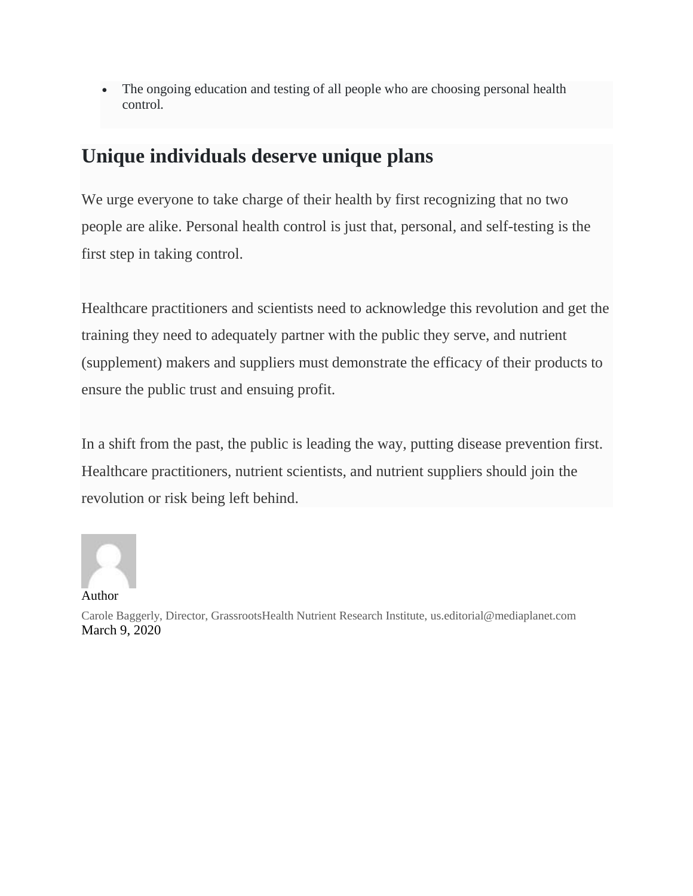- The ongoing education and testing of all people who are choosing personal health control.

## Unique individuals deserve unique plans

We urge everyone to take charge of their health by first recognizing that no two people are alike. Personal health control is just that, personal, and self-testing is the first step in taking control.

Healthcare practitioners and scientists need to acknowledge this revolution and get the training they need to adequately partner with the public they serve, and nutrient (supplement) makers and suppliers must demonstrate the efficacy of their products to ensure the public trust and ensuing profit.

In a shift from the past, the public is leading the way, putting disease prevention first. Healthcare practitioners, nutrient scientists, and nutrient suppliers should join the revolution or risk being left behind.

Author

Carole Baggerly, Director, GrassrootsHealth Nutrient Research Institute, us.editorial@mediaplanet.com

March 9, 2020